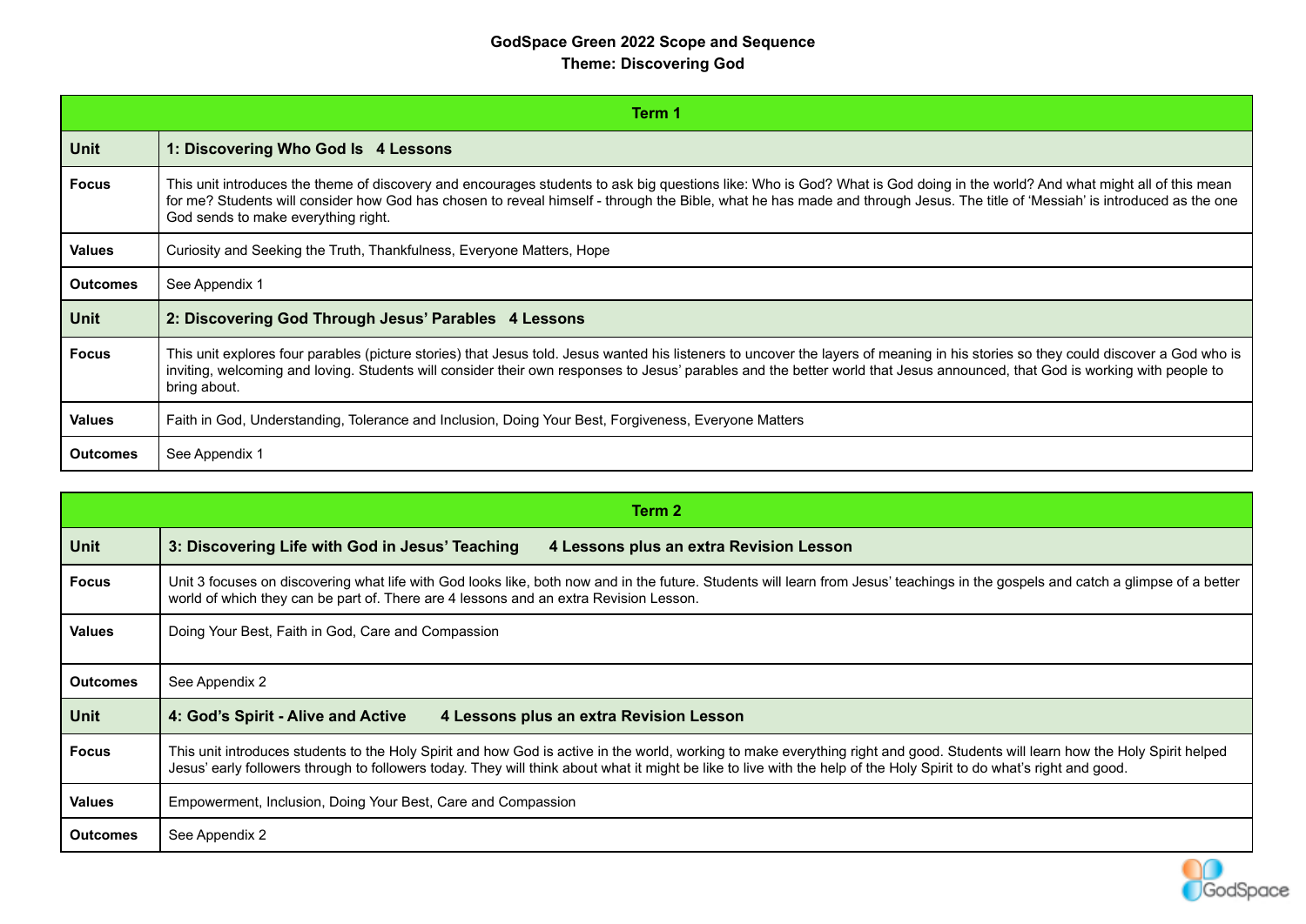# GodSpace Green 2022 Scope and Sequence

## Theme: Discovering God

| Term 1 | |
|---|---|
| **Unit** | **1: Discovering Who God Is 4 Lessons** |
| **Focus** | This unit introduces the theme of discovery and encourages students to ask big questions like: Who is God? What is God doing in the world? And what might all of this mean for me? Students will consider how God has chosen to reveal himself - through the Bible, what he has made and through Jesus. The title of 'Messiah' is introduced as the one God sends to make everything right. |
| **Values** | Curiosity and Seeking the Truth, Thankfulness, Everyone Matters, Hope |
| **Outcomes** | See Appendix 1 |
| **Unit** | **2: Discovering God Through Jesus' Parables 4 Lessons** |
| **Focus** | This unit explores four parables (picture stories) that Jesus told. Jesus wanted his listeners to uncover the layers of meaning in his stories so they could discover a God who is inviting, welcoming and loving. Students will consider their own responses to Jesus' parables and the better world that Jesus announced, that God is working with people to bring about. |
| **Values** | Faith in God, Understanding, Tolerance and Inclusion, Doing Your Best, Forgiveness, Everyone Matters |
| **Outcomes** | See Appendix 1 |

| Term 2 | |
|---|---|
| **Unit** | **3: Discovering Life with God in Jesus' Teaching 4 Lessons plus an extra Revision Lesson** |
| **Focus** | Unit 3 focuses on discovering what life with God looks like, both now and in the future. Students will learn from Jesus' teachings in the gospels and catch a glimpse of a better world of which they can be part of. There are 4 lessons and an extra Revision Lesson. |
| **Values** | Doing Your Best, Faith in God, Care and Compassion |
| **Outcomes** | See Appendix 2 |
| **Unit** | **4: God's Spirit - Alive and Active 4 Lessons plus an extra Revision Lesson** |
| **Focus** | This unit introduces students to the Holy Spirit and how God is active in the world, working to make everything right and good. Students will learn how the Holy Spirit helped Jesus' early followers through to followers today. They will think about what it might be like to live with the help of the Holy Spirit to do what's right and good. |
| **Values** | Empowerment, Inclusion, Doing Your Best, Care and Compassion |
| **Outcomes** | See Appendix 2 |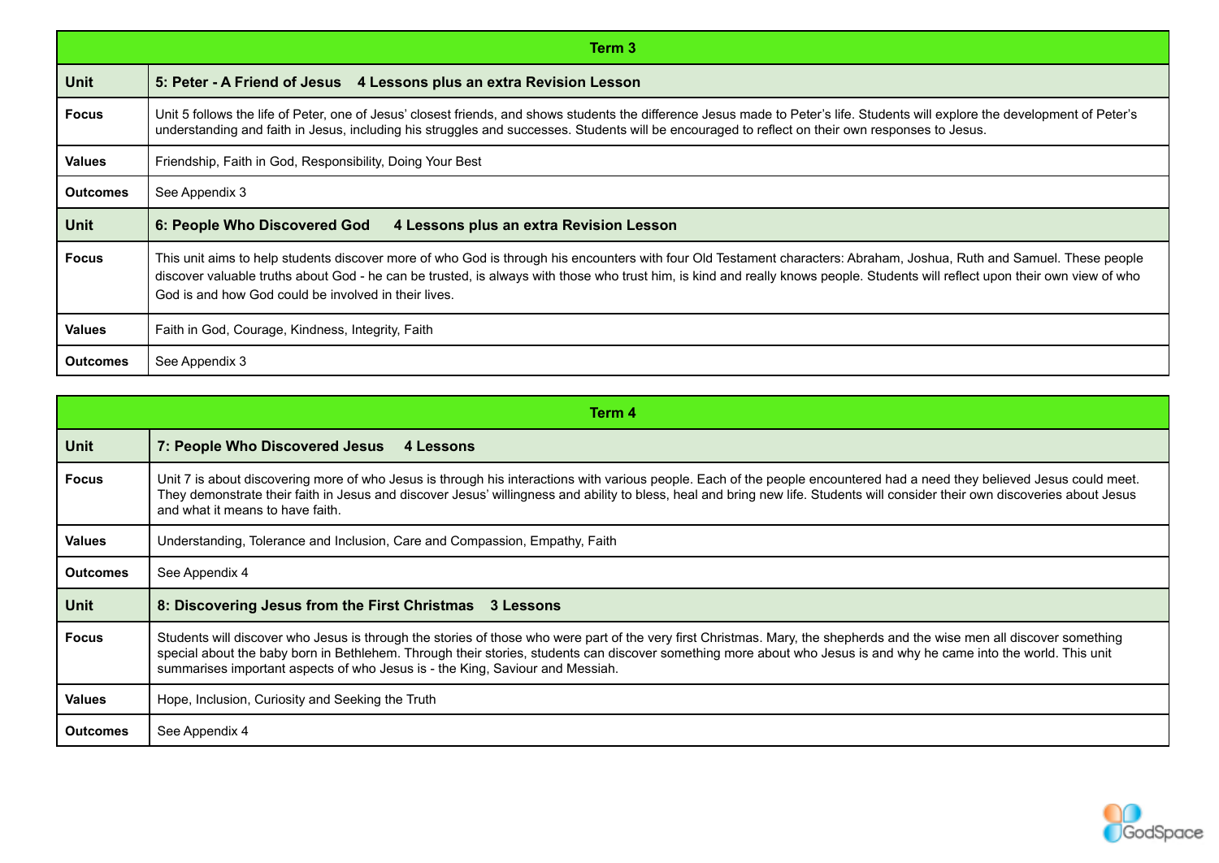| Term 3 | |
|---|---|
| **Unit** | **5: Peter - A Friend of Jesus    4 Lessons plus an extra Revision Lesson** |
| **Focus** | Unit 5 follows the life of Peter, one of Jesus' closest friends, and shows students the difference Jesus made to Peter's life. Students will explore the development of Peter's understanding and faith in Jesus, including his struggles and successes. Students will be encouraged to reflect on their own responses to Jesus. |
| **Values** | Friendship, Faith in God, Responsibility, Doing Your Best |
| **Outcomes** | See Appendix 3 |
| **Unit** | **6: People Who Discovered God    4 Lessons plus an extra Revision Lesson** |
| **Focus** | This unit aims to help students discover more of who God is through his encounters with four Old Testament characters: Abraham, Joshua, Ruth and Samuel. These people discover valuable truths about God - he can be trusted, is always with those who trust him, is kind and really knows people. Students will reflect upon their own view of who God is and how God could be involved in their lives. |
| **Values** | Faith in God, Courage, Kindness, Integrity, Faith |
| **Outcomes** | See Appendix 3 |

| Term 4 | |
|---|---|
| **Unit** | **7: People Who Discovered Jesus    4 Lessons** |
| **Focus** | Unit 7 is about discovering more of who Jesus is through his interactions with various people. Each of the people encountered had a need they believed Jesus could meet. They demonstrate their faith in Jesus and discover Jesus' willingness and ability to bless, heal and bring new life. Students will consider their own discoveries about Jesus and what it means to have faith. |
| **Values** | Understanding, Tolerance and Inclusion, Care and Compassion, Empathy, Faith |
| **Outcomes** | See Appendix 4 |
| **Unit** | **8: Discovering Jesus from the First Christmas    3 Lessons** |
| **Focus** | Students will discover who Jesus is through the stories of those who were part of the very first Christmas. Mary, the shepherds and the wise men all discover something special about the baby born in Bethlehem. Through their stories, students can discover something more about who Jesus is and why he came into the world. This unit summarises important aspects of who Jesus is - the King, Saviour and Messiah. |
| **Values** | Hope, Inclusion, Curiosity and Seeking the Truth |
| **Outcomes** | See Appendix 4 |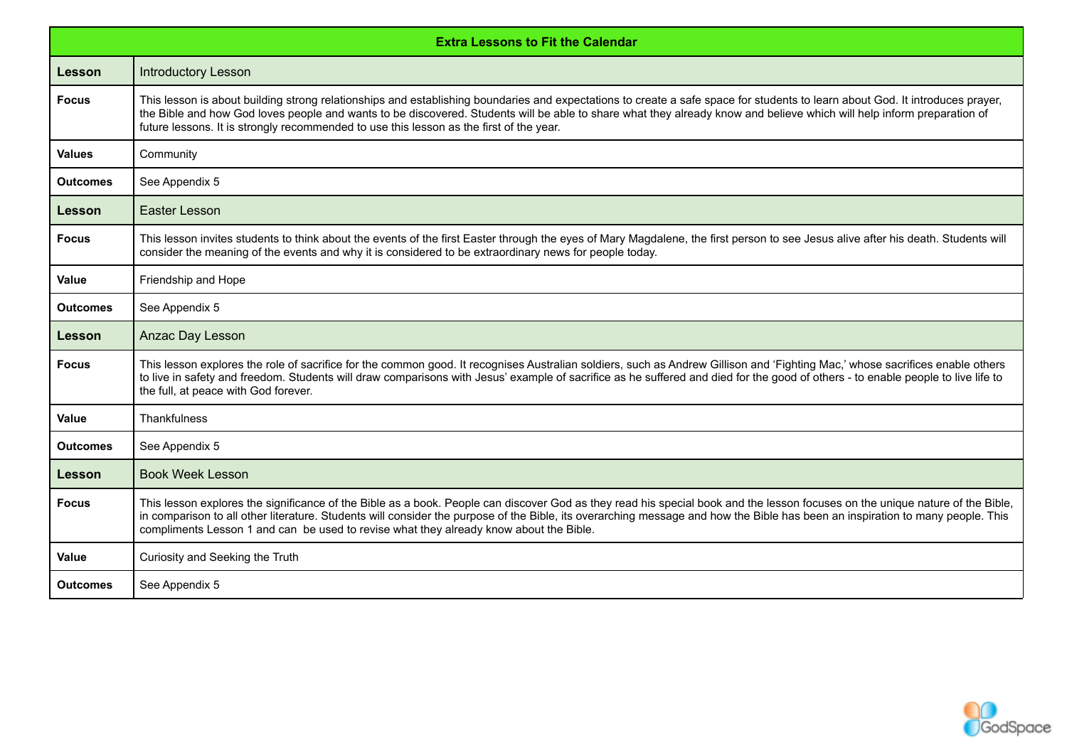| Extra Lessons to Fit the Calendar | |
|---|---|
| **Lesson** | Introductory Lesson |
| **Focus** | This lesson is about building strong relationships and establishing boundaries and expectations to create a safe space for students to learn about God. It introduces prayer, the Bible and how God loves people and wants to be discovered. Students will be able to share what they already know and believe which will help inform preparation of future lessons. It is strongly recommended to use this lesson as the first of the year. |
| **Values** | Community |
| **Outcomes** | See Appendix 5 |
| **Lesson** | Easter Lesson |
| **Focus** | This lesson invites students to think about the events of the first Easter through the eyes of Mary Magdalene, the first person to see Jesus alive after his death. Students will consider the meaning of the events and why it is considered to be extraordinary news for people today. |
| **Value** | Friendship and Hope |
| **Outcomes** | See Appendix 5 |
| **Lesson** | Anzac Day Lesson |
| **Focus** | This lesson explores the role of sacrifice for the common good. It recognises Australian soldiers, such as Andrew Gillison and 'Fighting Mac,' whose sacrifices enable others to live in safety and freedom. Students will draw comparisons with Jesus' example of sacrifice as he suffered and died for the good of others - to enable people to live life to the full, at peace with God forever. |
| **Value** | Thankfulness |
| **Outcomes** | See Appendix 5 |
| **Lesson** | Book Week Lesson |
| **Focus** | This lesson explores the significance of the Bible as a book. People can discover God as they read his special book and the lesson focuses on the unique nature of the Bible, in comparison to all other literature. Students will consider the purpose of the Bible, its overarching message and how the Bible has been an inspiration to many people. This compliments Lesson 1 and can be used to revise what they already know about the Bible. |
| **Value** | Curiosity and Seeking the Truth |
| **Outcomes** | See Appendix 5 |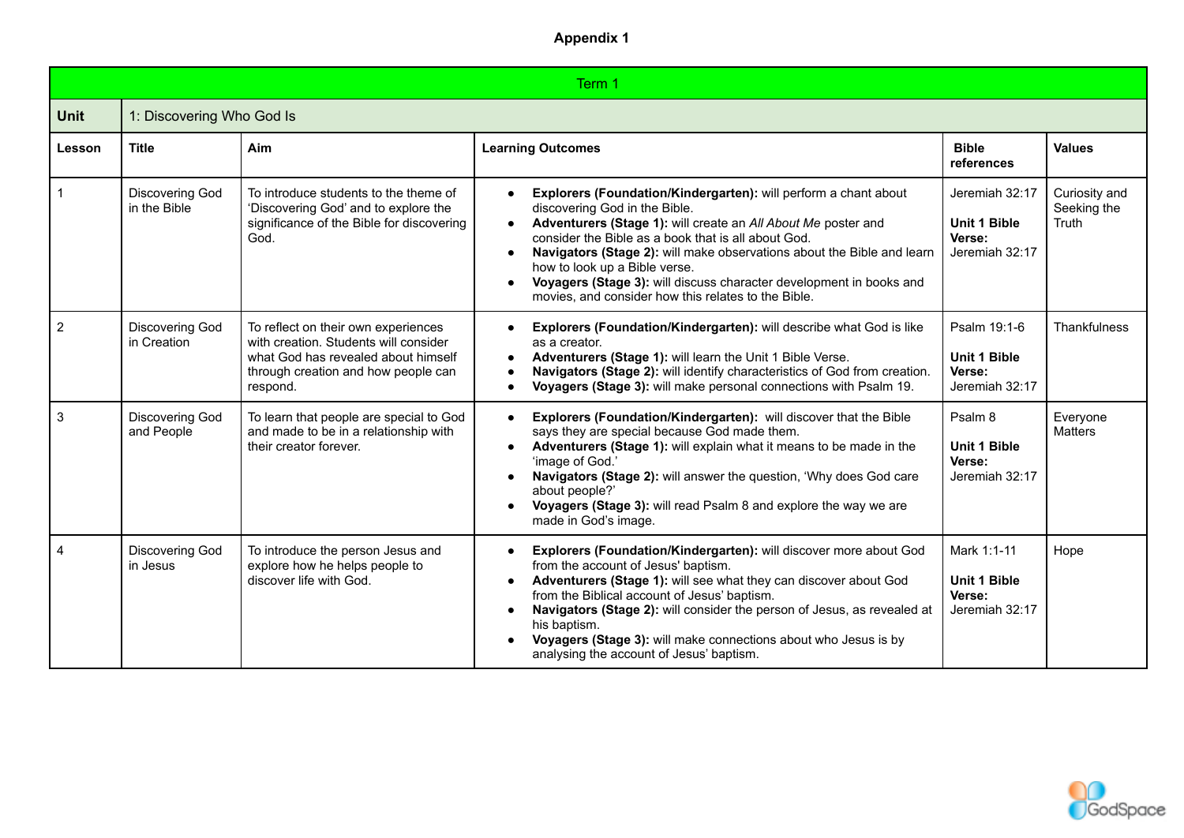**Appendix 1**

| Term 1 | | | | | |
|---|---|---|---|---|---|
| **Unit** | 1: Discovering Who God Is | | | | |
| **Lesson** | **Title** | **Aim** | **Learning Outcomes** | **Bible references** | **Values** |
| 1 | Discovering God in the Bible | To introduce students to the theme of 'Discovering God' and to explore the significance of the Bible for discovering God. | • **Explorers (Foundation/Kindergarten):** will perform a chant about discovering God in the Bible.<br>• **Adventurers (Stage 1):** will create an *All About Me* poster and consider the Bible as a book that is all about God.<br>• **Navigators (Stage 2):** will make observations about the Bible and learn how to look up a Bible verse.<br>• **Voyagers (Stage 3):** will discuss character development in books and movies, and consider how this relates to the Bible. | Jeremiah 32:17<br><br>**Unit 1 Bible Verse:** Jeremiah 32:17 | Curiosity and Seeking the Truth |
| 2 | Discovering God in Creation | To reflect on their own experiences with creation. Students will consider what God has revealed about himself through creation and how people can respond. | • **Explorers (Foundation/Kindergarten):** will describe what God is like as a creator.<br>• **Adventurers (Stage 1):** will learn the Unit 1 Bible Verse.<br>• **Navigators (Stage 2):** will identify characteristics of God from creation.<br>• **Voyagers (Stage 3):** will make personal connections with Psalm 19. | Psalm 19:1-6<br><br>**Unit 1 Bible Verse:** Jeremiah 32:17 | Thankfulness |
| 3 | Discovering God and People | To learn that people are special to God and made to be in a relationship with their creator forever. | • **Explorers (Foundation/Kindergarten):** will discover that the Bible says they are special because God made them.<br>• **Adventurers (Stage 1):** will explain what it means to be made in the 'image of God.'<br>• **Navigators (Stage 2):** will answer the question, 'Why does God care about people?'<br>• **Voyagers (Stage 3):** will read Psalm 8 and explore the way we are made in God's image. | Psalm 8<br><br>**Unit 1 Bible Verse:** Jeremiah 32:17 | Everyone Matters |
| 4 | Discovering God in Jesus | To introduce the person Jesus and explore how he helps people to discover life with God. | • **Explorers (Foundation/Kindergarten):** will discover more about God from the account of Jesus' baptism.<br>• **Adventurers (Stage 1):** will see what they can discover about God from the Biblical account of Jesus' baptism.<br>• **Navigators (Stage 2):** will consider the person of Jesus, as revealed at his baptism.<br>• **Voyagers (Stage 3):** will make connections about who Jesus is by analysing the account of Jesus' baptism. | Mark 1:1-11<br><br>**Unit 1 Bible Verse:** Jeremiah 32:17 | Hope |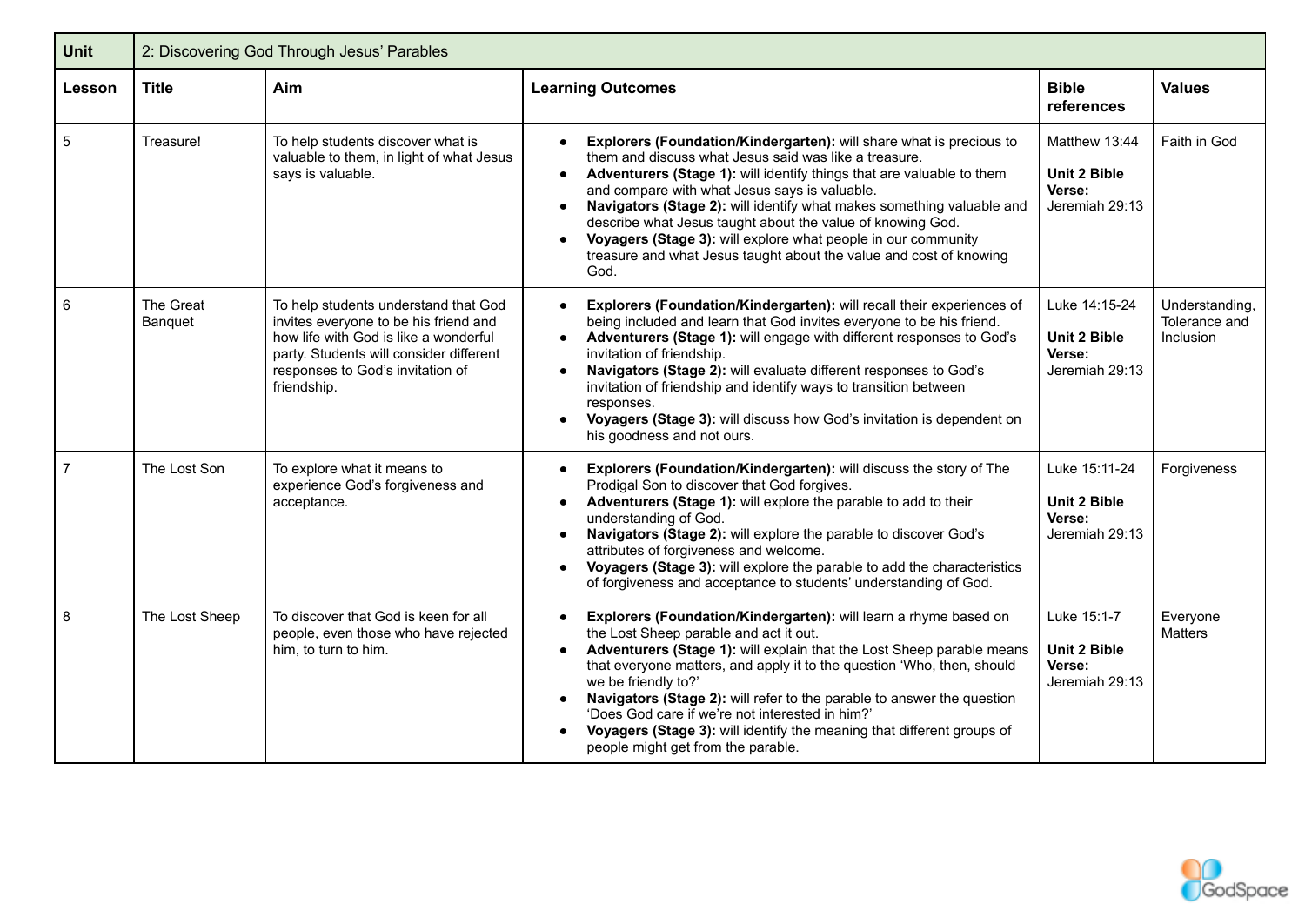| Unit | 2: Discovering God Through Jesus' Parables | | | | |
|---|---|---|---|---|---|
| **Lesson** | **Title** | **Aim** | **Learning Outcomes** | **Bible references** | **Values** |
| 5 | Treasure! | To help students discover what is valuable to them, in light of what Jesus says is valuable. | • **Explorers (Foundation/Kindergarten):** will share what is precious to them and discuss what Jesus said was like a treasure.<br>• **Adventurers (Stage 1):** will identify things that are valuable to them and compare with what Jesus says is valuable.<br>• **Navigators (Stage 2):** will identify what makes something valuable and describe what Jesus taught about the value of knowing God.<br>• **Voyagers (Stage 3):** will explore what people in our community treasure and what Jesus taught about the value and cost of knowing God. | Matthew 13:44<br><br>**Unit 2 Bible Verse:** Jeremiah 29:13 | Faith in God |
| 6 | The Great Banquet | To help students understand that God invites everyone to be his friend and how life with God is like a wonderful party. Students will consider different responses to God's invitation of friendship. | • **Explorers (Foundation/Kindergarten):** will recall their experiences of being included and learn that God invites everyone to be his friend.<br>• **Adventurers (Stage 1):** will engage with different responses to God's invitation of friendship.<br>• **Navigators (Stage 2):** will evaluate different responses to God's invitation of friendship and identify ways to transition between responses.<br>• **Voyagers (Stage 3):** will discuss how God's invitation is dependent on his goodness and not ours. | Luke 14:15-24<br><br>**Unit 2 Bible Verse:** Jeremiah 29:13 | Understanding, Tolerance and Inclusion |
| 7 | The Lost Son | To explore what it means to experience God's forgiveness and acceptance. | • **Explorers (Foundation/Kindergarten):** will discuss the story of The Prodigal Son to discover that God forgives.<br>• **Adventurers (Stage 1):** will explore the parable to add to their understanding of God.<br>• **Navigators (Stage 2):** will explore the parable to discover God's attributes of forgiveness and welcome.<br>• **Voyagers (Stage 3):** will explore the parable to add the characteristics of forgiveness and acceptance to students' understanding of God. | Luke 15:11-24<br><br>**Unit 2 Bible Verse:** Jeremiah 29:13 | Forgiveness |
| 8 | The Lost Sheep | To discover that God is keen for all people, even those who have rejected him, to turn to him. | • **Explorers (Foundation/Kindergarten):** will learn a rhyme based on the Lost Sheep parable and act it out.<br>• **Adventurers (Stage 1):** will explain that the Lost Sheep parable means that everyone matters, and apply it to the question 'Who, then, should we be friendly to?'<br>• **Navigators (Stage 2):** will refer to the parable to answer the question 'Does God care if we're not interested in him?'<br>• **Voyagers (Stage 3):** will identify the meaning that different groups of people might get from the parable. | Luke 15:1-7<br><br>**Unit 2 Bible Verse:** Jeremiah 29:13 | Everyone Matters |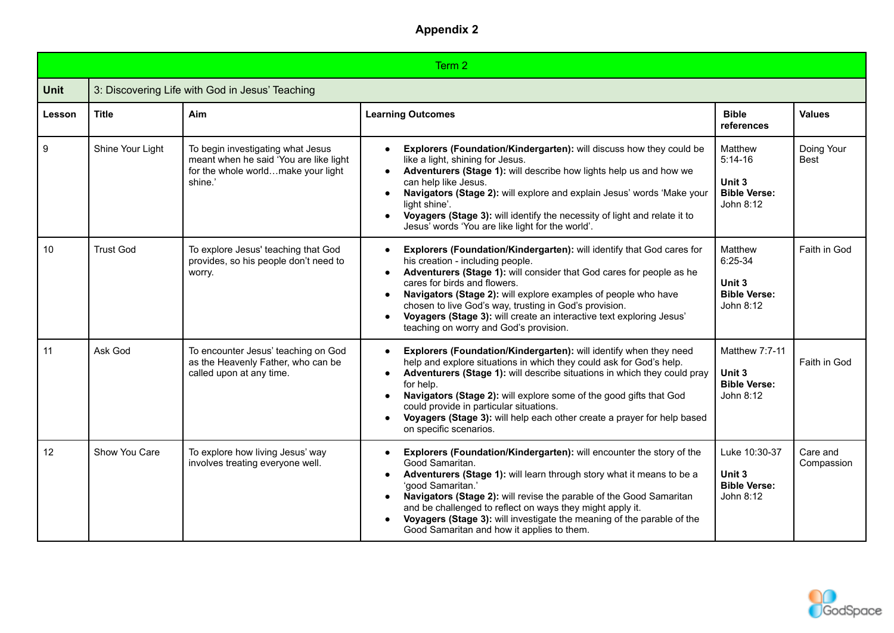# Appendix 2

| Term 2 | | | | | |
|---|---|---|---|---|---|
| **Unit** | 3: Discovering Life with God in Jesus' Teaching | | | | |
| **Lesson** | **Title** | **Aim** | **Learning Outcomes** | **Bible references** | **Values** |
| 9 | Shine Your Light | To begin investigating what Jesus meant when he said 'You are like light for the whole world…make your light shine.' | • **Explorers (Foundation/Kindergarten):** will discuss how they could be like a light, shining for Jesus.<br>• **Adventurers (Stage 1):** will describe how lights help us and how we can help like Jesus.<br>• **Navigators (Stage 2):** will explore and explain Jesus' words 'Make your light shine'.<br>• **Voyagers (Stage 3):** will identify the necessity of light and relate it to Jesus' words 'You are like light for the world'. | Matthew 5:14-16<br><br>**Unit 3 Bible Verse:** John 8:12 | Doing Your Best |
| 10 | Trust God | To explore Jesus' teaching that God provides, so his people don't need to worry. | • **Explorers (Foundation/Kindergarten):** will identify that God cares for his creation - including people.<br>• **Adventurers (Stage 1):** will consider that God cares for people as he cares for birds and flowers.<br>• **Navigators (Stage 2):** will explore examples of people who have chosen to live God's way, trusting in God's provision.<br>• **Voyagers (Stage 3):** will create an interactive text exploring Jesus' teaching on worry and God's provision. | Matthew 6:25-34<br><br>**Unit 3 Bible Verse:** John 8:12 | Faith in God |
| 11 | Ask God | To encounter Jesus' teaching on God as the Heavenly Father, who can be called upon at any time. | • **Explorers (Foundation/Kindergarten):** will identify when they need help and explore situations in which they could ask for God's help.<br>• **Adventurers (Stage 1):** will describe situations in which they could pray for help.<br>• **Navigators (Stage 2):** will explore some of the good gifts that God could provide in particular situations.<br>• **Voyagers (Stage 3):** will help each other create a prayer for help based on specific scenarios. | Matthew 7:7-11<br><br>**Unit 3 Bible Verse:** John 8:12 | Faith in God |
| 12 | Show You Care | To explore how living Jesus' way involves treating everyone well. | • **Explorers (Foundation/Kindergarten):** will encounter the story of the Good Samaritan.<br>• **Adventurers (Stage 1):** will learn through story what it means to be a 'good Samaritan.'<br>• **Navigators (Stage 2):** will revise the parable of the Good Samaritan and be challenged to reflect on ways they might apply it.<br>• **Voyagers (Stage 3):** will investigate the meaning of the parable of the Good Samaritan and how it applies to them. | Luke 10:30-37<br><br>**Unit 3 Bible Verse:** John 8:12 | Care and Compassion |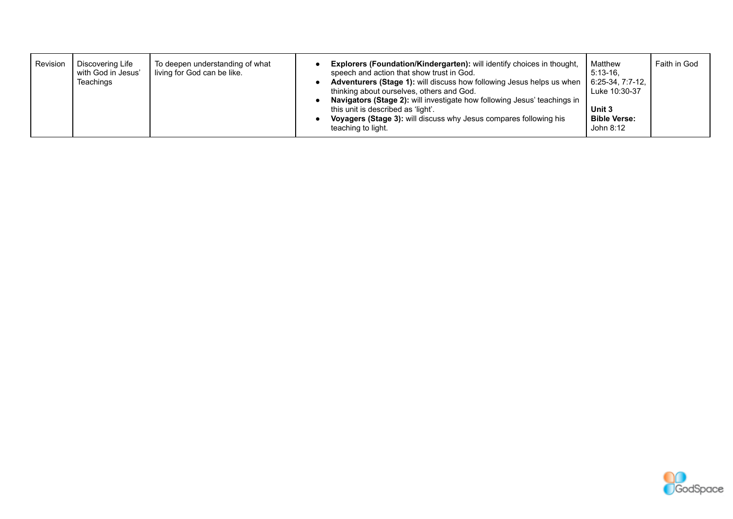| Revision | Discovering Life with God in Jesus' Teachings | To deepen understanding of what living for God can be like. | • **Explorers (Foundation/Kindergarten):** will identify choices in thought, speech and action that show trust in God.<br>• **Adventurers (Stage 1):** will discuss how following Jesus helps us when thinking about ourselves, others and God.<br>• **Navigators (Stage 2):** will investigate how following Jesus' teachings in this unit is described as 'light'.<br>• **Voyagers (Stage 3):** will discuss why Jesus compares following his teaching to light. | Matthew 5:13-16, 6:25-34, 7:7-12, Luke 10:30-37<br><br>**Unit 3 Bible Verse:** John 8:12 | Faith in God |
|---|---|---|---|---|---|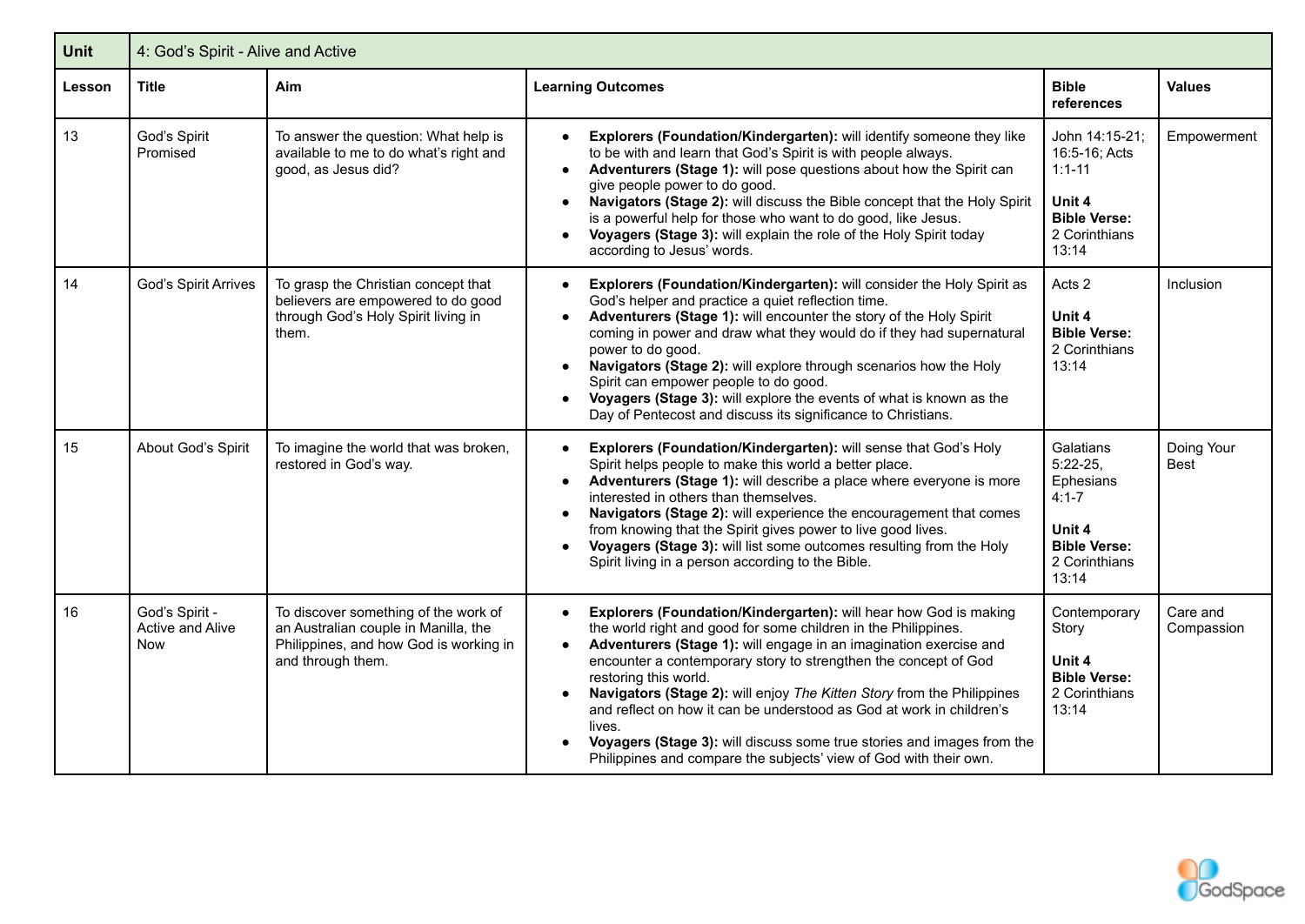| Unit | 4: God's Spirit - Alive and Active | | | | |
|---|---|---|---|---|---|
| **Lesson** | **Title** | **Aim** | **Learning Outcomes** | **Bible references** | **Values** |
| 13 | God's Spirit Promised | To answer the question: What help is available to me to do what's right and good, as Jesus did? | • **Explorers (Foundation/Kindergarten):** will identify someone they like to be with and learn that God's Spirit is with people always.<br>• **Adventurers (Stage 1):** will pose questions about how the Spirit can give people power to do good.<br>• **Navigators (Stage 2):** will discuss the Bible concept that the Holy Spirit is a powerful help for those who want to do good, like Jesus.<br>• **Voyagers (Stage 3):** will explain the role of the Holy Spirit today according to Jesus' words. | John 14:15-21; 16:5-16; Acts 1:1-11<br><br>**Unit 4 Bible Verse:** 2 Corinthians 13:14 | Empowerment |
| 14 | God's Spirit Arrives | To grasp the Christian concept that believers are empowered to do good through God's Holy Spirit living in them. | • **Explorers (Foundation/Kindergarten):** will consider the Holy Spirit as God's helper and practice a quiet reflection time.<br>• **Adventurers (Stage 1):** will encounter the story of the Holy Spirit coming in power and draw what they would do if they had supernatural power to do good.<br>• **Navigators (Stage 2):** will explore through scenarios how the Holy Spirit can empower people to do good.<br>• **Voyagers (Stage 3):** will explore the events of what is known as the Day of Pentecost and discuss its significance to Christians. | Acts 2<br><br>**Unit 4 Bible Verse:** 2 Corinthians 13:14 | Inclusion |
| 15 | About God's Spirit | To imagine the world that was broken, restored in God's way. | • **Explorers (Foundation/Kindergarten):** will sense that God's Holy Spirit helps people to make this world a better place.<br>• **Adventurers (Stage 1):** will describe a place where everyone is more interested in others than themselves.<br>• **Navigators (Stage 2):** will experience the encouragement that comes from knowing that the Spirit gives power to live good lives.<br>• **Voyagers (Stage 3):** will list some outcomes resulting from the Holy Spirit living in a person according to the Bible. | Galatians 5:22-25, Ephesians 4:1-7<br><br>**Unit 4 Bible Verse:** 2 Corinthians 13:14 | Doing Your Best |
| 16 | God's Spirit - Active and Alive Now | To discover something of the work of an Australian couple in Manilla, the Philippines, and how God is working in and through them. | • **Explorers (Foundation/Kindergarten):** will hear how God is making the world right and good for some children in the Philippines.<br>• **Adventurers (Stage 1):** will engage in an imagination exercise and encounter a contemporary story to strengthen the concept of God restoring this world.<br>• **Navigators (Stage 2):** will enjoy *The Kitten Story* from the Philippines and reflect on how it can be understood as God at work in children's lives.<br>• **Voyagers (Stage 3):** will discuss some true stories and images from the Philippines and compare the subjects' view of God with their own. | Contemporary Story<br><br>**Unit 4 Bible Verse:** 2 Corinthians 13:14 | Care and Compassion |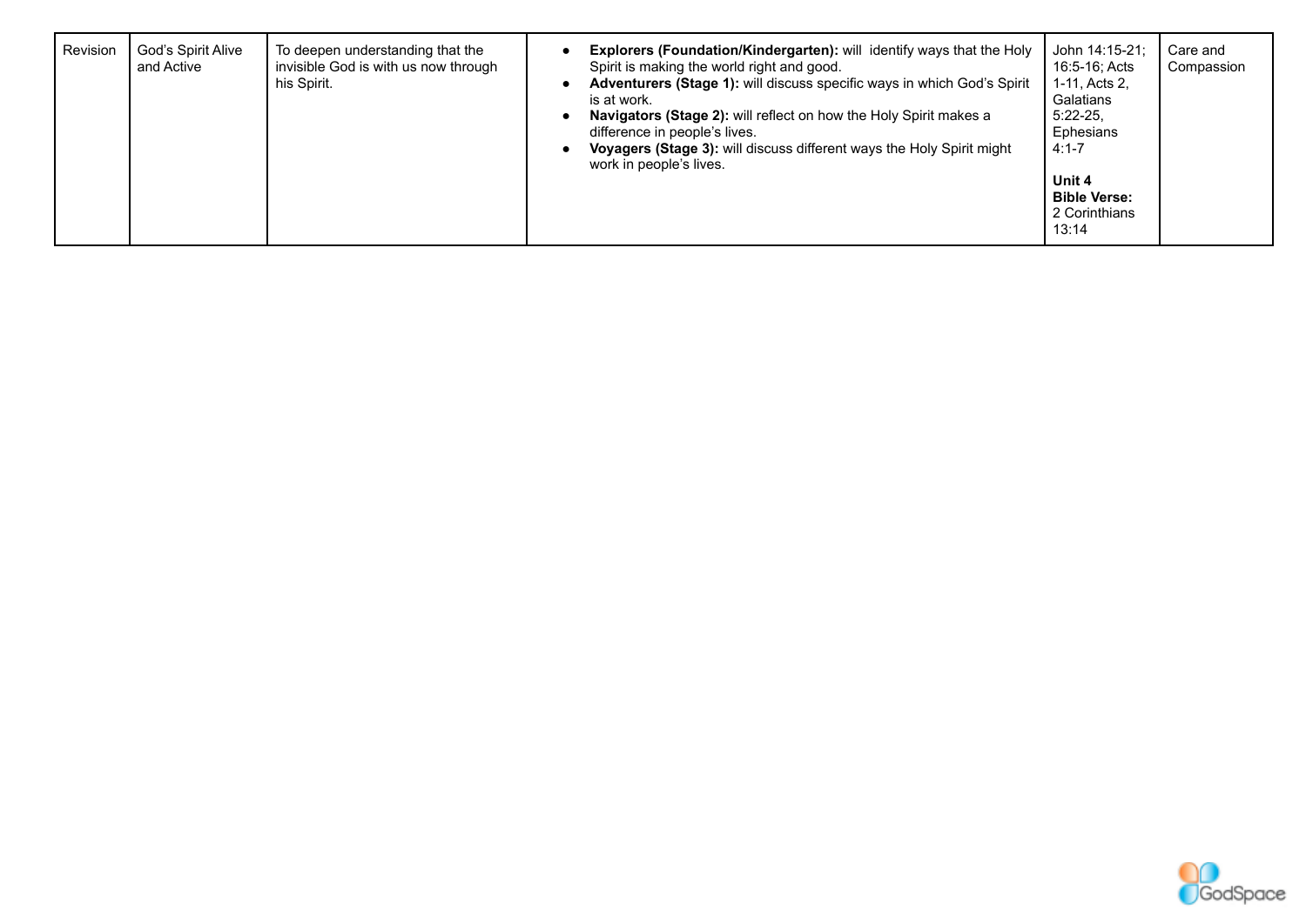| Revision | God's Spirit Alive and Active | To deepen understanding that the invisible God is with us now through his Spirit. | <ul><li>**Explorers (Foundation/Kindergarten):** will identify ways that the Holy Spirit is making the world right and good.</li><li>**Adventurers (Stage 1):** will discuss specific ways in which God's Spirit is at work.</li><li>**Navigators (Stage 2):** will reflect on how the Holy Spirit makes a difference in people's lives.</li><li>**Voyagers (Stage 3):** will discuss different ways the Holy Spirit might work in people's lives.</li></ul> | John 14:15-21; 16:5-16; Acts 1-11, Acts 2, Galatians 5:22-25, Ephesians 4:1-7<br><br>**Unit 4 Bible Verse:** 2 Corinthians 13:14 | Care and Compassion |
|---|---|---|---|---|---|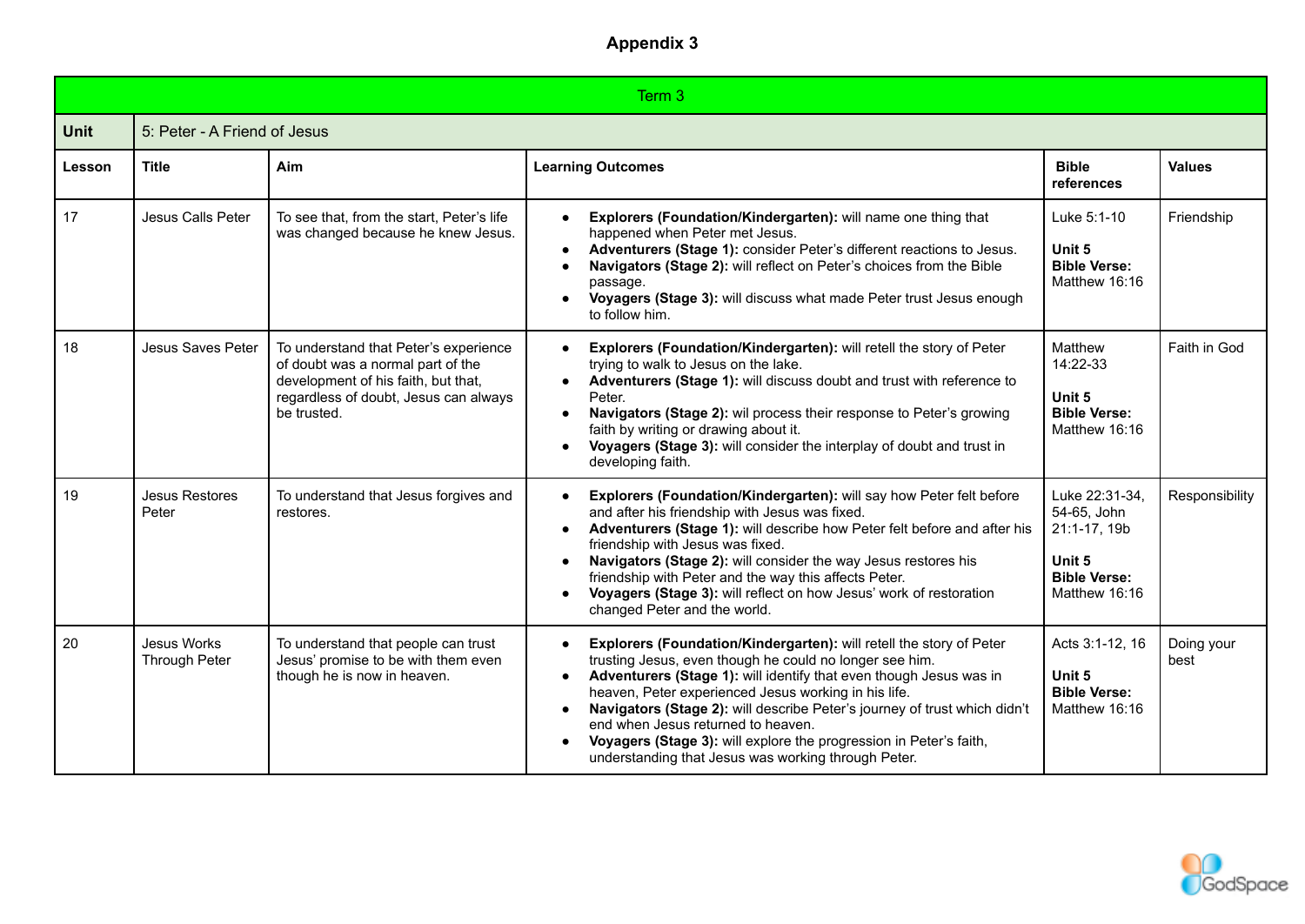# Appendix 3

| Term 3 | | | | | |
|---|---|---|---|---|---|
| **Unit** | 5: Peter - A Friend of Jesus | | | | |
| **Lesson** | **Title** | **Aim** | **Learning Outcomes** | **Bible references** | **Values** |
| 17 | Jesus Calls Peter | To see that, from the start, Peter's life was changed because he knew Jesus. | • **Explorers (Foundation/Kindergarten):** will name one thing that happened when Peter met Jesus. <br> • **Adventurers (Stage 1):** consider Peter's different reactions to Jesus. <br> • **Navigators (Stage 2):** will reflect on Peter's choices from the Bible passage. <br> • **Voyagers (Stage 3):** will discuss what made Peter trust Jesus enough to follow him. | Luke 5:1-10 <br><br> **Unit 5** <br> **Bible Verse:** Matthew 16:16 | Friendship |
| 18 | Jesus Saves Peter | To understand that Peter's experience of doubt was a normal part of the development of his faith, but that, regardless of doubt, Jesus can always be trusted. | • **Explorers (Foundation/Kindergarten):** will retell the story of Peter trying to walk to Jesus on the lake. <br> • **Adventurers (Stage 1):** will discuss doubt and trust with reference to Peter. <br> • **Navigators (Stage 2):** wil process their response to Peter's growing faith by writing or drawing about it. <br> • **Voyagers (Stage 3):** will consider the interplay of doubt and trust in developing faith. | Matthew 14:22-33 <br><br> **Unit 5** <br> **Bible Verse:** Matthew 16:16 | Faith in God |
| 19 | Jesus Restores Peter | To understand that Jesus forgives and restores. | • **Explorers (Foundation/Kindergarten):** will say how Peter felt before and after his friendship with Jesus was fixed. <br> • **Adventurers (Stage 1):** will describe how Peter felt before and after his friendship with Jesus was fixed. <br> • **Navigators (Stage 2):** will consider the way Jesus restores his friendship with Peter and the way this affects Peter. <br> • **Voyagers (Stage 3):** will reflect on how Jesus' work of restoration changed Peter and the world. | Luke 22:31-34, 54-65, John 21:1-17, 19b <br><br> **Unit 5** <br> **Bible Verse:** Matthew 16:16 | Responsibility |
| 20 | Jesus Works Through Peter | To understand that people can trust Jesus' promise to be with them even though he is now in heaven. | • **Explorers (Foundation/Kindergarten):** will retell the story of Peter trusting Jesus, even though he could no longer see him. <br> • **Adventurers (Stage 1):** will identify that even though Jesus was in heaven, Peter experienced Jesus working in his life. <br> • **Navigators (Stage 2):** will describe Peter's journey of trust which didn't end when Jesus returned to heaven. <br> • **Voyagers (Stage 3):** will explore the progression in Peter's faith, understanding that Jesus was working through Peter. | Acts 3:1-12, 16 <br><br> **Unit 5** <br> **Bible Verse:** Matthew 16:16 | Doing your best |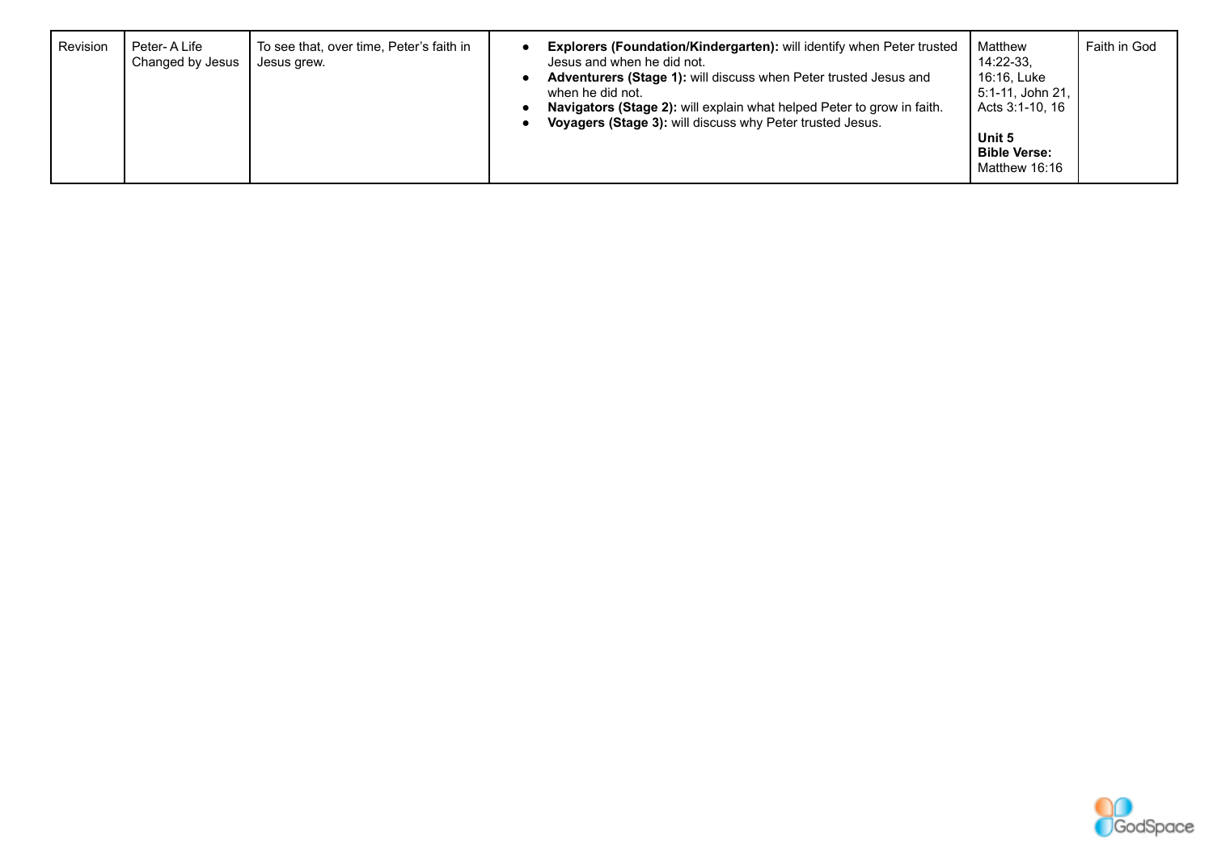| Revision | Peter- A Life Changed by Jesus | To see that, over time, Peter's faith in Jesus grew. | <ul><li>**Explorers (Foundation/Kindergarten):** will identify when Peter trusted Jesus and when he did not.</li><li>**Adventurers (Stage 1):** will discuss when Peter trusted Jesus and when he did not.</li><li>**Navigators (Stage 2):** will explain what helped Peter to grow in faith.</li><li>**Voyagers (Stage 3):** will discuss why Peter trusted Jesus.</li></ul> | Matthew 14:22-33, 16:16, Luke 5:1-11, John 21, Acts 3:1-10, 16<br><br>**Unit 5 Bible Verse:** Matthew 16:16 | Faith in God |
|---|---|---|---|---|---|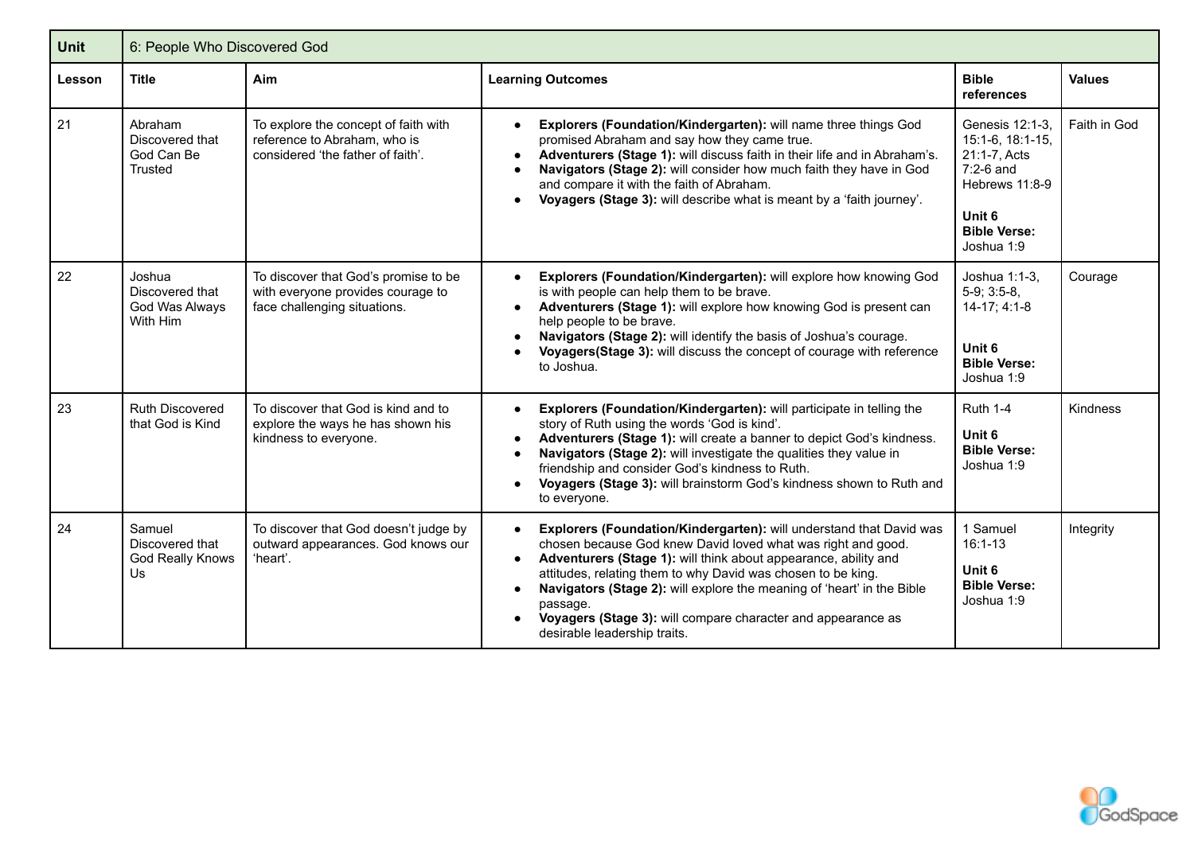| Unit | 6: People Who Discovered God | | | | |
|---|---|---|---|---|---|
| **Lesson** | **Title** | **Aim** | **Learning Outcomes** | **Bible references** | **Values** |
| 21 | Abraham Discovered that God Can Be Trusted | To explore the concept of faith with reference to Abraham, who is considered 'the father of faith'. | • **Explorers (Foundation/Kindergarten):** will name three things God promised Abraham and say how they came true.<br>• **Adventurers (Stage 1):** will discuss faith in their life and in Abraham's.<br>• **Navigators (Stage 2):** will consider how much faith they have in God and compare it with the faith of Abraham.<br>• **Voyagers (Stage 3):** will describe what is meant by a 'faith journey'. | Genesis 12:1-3, 15:1-6, 18:1-15, 21:1-7, Acts 7:2-6 and Hebrews 11:8-9<br><br>**Unit 6 Bible Verse:** Joshua 1:9 | Faith in God |
| 22 | Joshua Discovered that God Was Always With Him | To discover that God's promise to be with everyone provides courage to face challenging situations. | • **Explorers (Foundation/Kindergarten):** will explore how knowing God is with people can help them to be brave.<br>• **Adventurers (Stage 1):** will explore how knowing God is present can help people to be brave.<br>• **Navigators (Stage 2):** will identify the basis of Joshua's courage.<br>• **Voyagers(Stage 3):** will discuss the concept of courage with reference to Joshua. | Joshua 1:1-3, 5-9; 3:5-8, 14-17; 4:1-8<br><br>**Unit 6 Bible Verse:** Joshua 1:9 | Courage |
| 23 | Ruth Discovered that God is Kind | To discover that God is kind and to explore the ways he has shown his kindness to everyone. | • **Explorers (Foundation/Kindergarten):** will participate in telling the story of Ruth using the words 'God is kind'.<br>• **Adventurers (Stage 1):** will create a banner to depict God's kindness.<br>• **Navigators (Stage 2):** will investigate the qualities they value in friendship and consider God's kindness to Ruth.<br>• **Voyagers (Stage 3):** will brainstorm God's kindness shown to Ruth and to everyone. | Ruth 1-4<br><br>**Unit 6 Bible Verse:** Joshua 1:9 | Kindness |
| 24 | Samuel Discovered that God Really Knows Us | To discover that God doesn't judge by outward appearances. God knows our 'heart'. | • **Explorers (Foundation/Kindergarten):** will understand that David was chosen because God knew David loved what was right and good.<br>• **Adventurers (Stage 1):** will think about appearance, ability and attitudes, relating them to why David was chosen to be king.<br>• **Navigators (Stage 2):** will explore the meaning of 'heart' in the Bible passage.<br>• **Voyagers (Stage 3):** will compare character and appearance as desirable leadership traits. | 1 Samuel 16:1-13<br><br>**Unit 6 Bible Verse:** Joshua 1:9 | Integrity |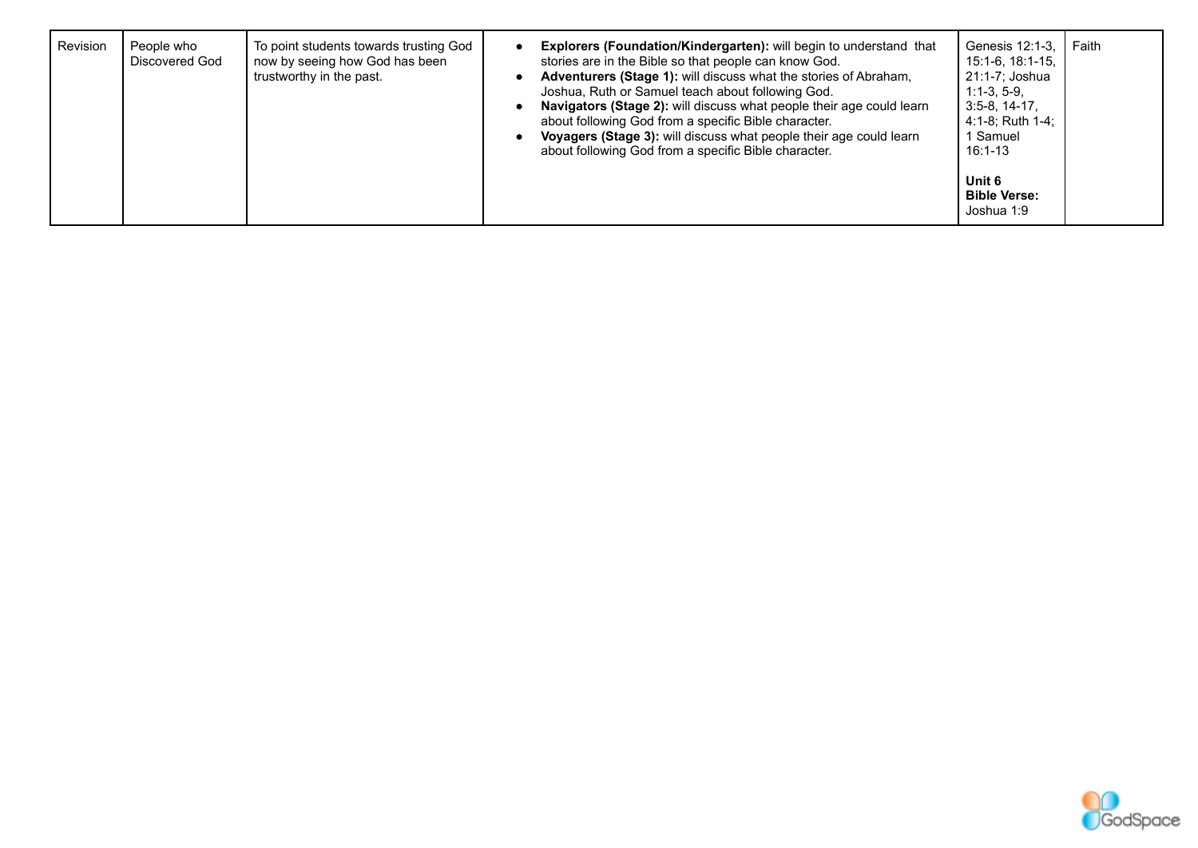| Revision | People who Discovered God | To point students towards trusting God now by seeing how God has been trustworthy in the past. | <ul><li>**Explorers (Foundation/Kindergarten):** will begin to understand that stories are in the Bible so that people can know God.</li><li>**Adventurers (Stage 1):** will discuss what the stories of Abraham, Joshua, Ruth or Samuel teach about following God.</li><li>**Navigators (Stage 2):** will discuss what people their age could learn about following God from a specific Bible character.</li><li>**Voyagers (Stage 3):** will discuss what people their age could learn about following God from a specific Bible character.</li></ul> | Genesis 12:1-3, 15:1-6, 18:1-15, 21:1-7; Joshua 1:1-3, 5-9, 3:5-8, 14-17, 4:1-8; Ruth 1-4; 1 Samuel 16:1-13<br><br>**Unit 6 Bible Verse:** Joshua 1:9 | Faith |
|---|---|---|---|---|---|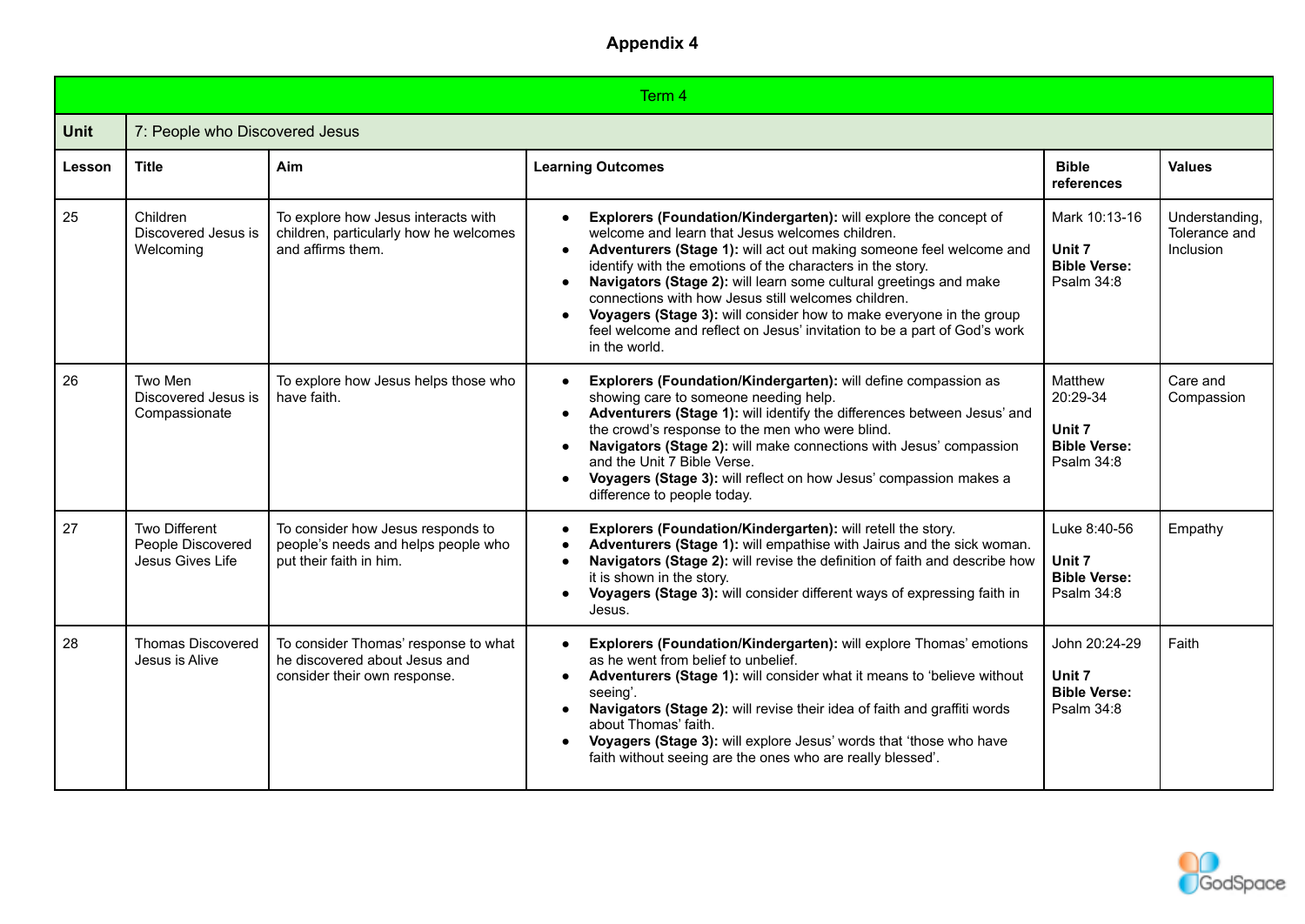# Appendix 4

| Term 4 | | | | | |
|---|---|---|---|---|---|
| **Unit** | 7: People who Discovered Jesus | | | | |
| **Lesson** | **Title** | **Aim** | **Learning Outcomes** | **Bible references** | **Values** |
| 25 | Children Discovered Jesus is Welcoming | To explore how Jesus interacts with children, particularly how he welcomes and affirms them. | • **Explorers (Foundation/Kindergarten):** will explore the concept of welcome and learn that Jesus welcomes children.<br>• **Adventurers (Stage 1):** will act out making someone feel welcome and identify with the emotions of the characters in the story.<br>• **Navigators (Stage 2):** will learn some cultural greetings and make connections with how Jesus still welcomes children.<br>• **Voyagers (Stage 3):** will consider how to make everyone in the group feel welcome and reflect on Jesus' invitation to be a part of God's work in the world. | Mark 10:13-16<br><br>**Unit 7 Bible Verse:** Psalm 34:8 | Understanding, Tolerance and Inclusion |
| 26 | Two Men Discovered Jesus is Compassionate | To explore how Jesus helps those who have faith. | • **Explorers (Foundation/Kindergarten):** will define compassion as showing care to someone needing help.<br>• **Adventurers (Stage 1):** will identify the differences between Jesus' and the crowd's response to the men who were blind.<br>• **Navigators (Stage 2):** will make connections with Jesus' compassion and the Unit 7 Bible Verse.<br>• **Voyagers (Stage 3):** will reflect on how Jesus' compassion makes a difference to people today. | Matthew 20:29-34<br><br>**Unit 7 Bible Verse:** Psalm 34:8 | Care and Compassion |
| 27 | Two Different People Discovered Jesus Gives Life | To consider how Jesus responds to people's needs and helps people who put their faith in him. | • **Explorers (Foundation/Kindergarten):** will retell the story.<br>• **Adventurers (Stage 1):** will empathise with Jairus and the sick woman.<br>• **Navigators (Stage 2):** will revise the definition of faith and describe how it is shown in the story.<br>• **Voyagers (Stage 3):** will consider different ways of expressing faith in Jesus. | Luke 8:40-56<br><br>**Unit 7 Bible Verse:** Psalm 34:8 | Empathy |
| 28 | Thomas Discovered Jesus is Alive | To consider Thomas' response to what he discovered about Jesus and consider their own response. | • **Explorers (Foundation/Kindergarten):** will explore Thomas' emotions as he went from belief to unbelief.<br>• **Adventurers (Stage 1):** will consider what it means to 'believe without seeing'.<br>• **Navigators (Stage 2):** will revise their idea of faith and graffiti words about Thomas' faith.<br>• **Voyagers (Stage 3):** will explore Jesus' words that 'those who have faith without seeing are the ones who are really blessed'. | John 20:24-29<br><br>**Unit 7 Bible Verse:** Psalm 34:8 | Faith |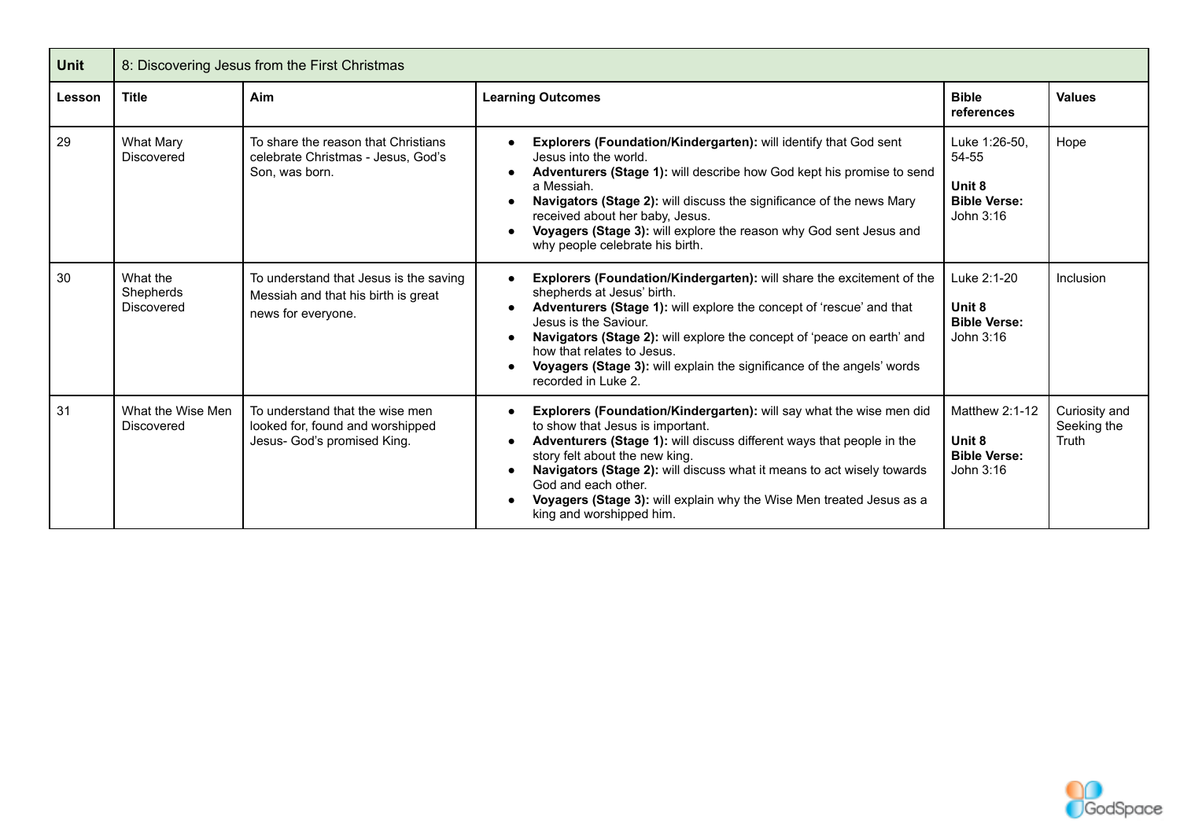| Unit | 8: Discovering Jesus from the First Christmas | | | | |
|---|---|---|---|---|---|
| **Lesson** | **Title** | **Aim** | **Learning Outcomes** | **Bible references** | **Values** |
| 29 | What Mary Discovered | To share the reason that Christians celebrate Christmas - Jesus, God's Son, was born. | • **Explorers (Foundation/Kindergarten):** will identify that God sent Jesus into the world.<br>• **Adventurers (Stage 1):** will describe how God kept his promise to send a Messiah.<br>• **Navigators (Stage 2):** will discuss the significance of the news Mary received about her baby, Jesus.<br>• **Voyagers (Stage 3):** will explore the reason why God sent Jesus and why people celebrate his birth. | Luke 1:26-50, 54-55<br><br>**Unit 8 Bible Verse:** John 3:16 | Hope |
| 30 | What the Shepherds Discovered | To understand that Jesus is the saving Messiah and that his birth is great news for everyone. | • **Explorers (Foundation/Kindergarten):** will share the excitement of the shepherds at Jesus' birth.<br>• **Adventurers (Stage 1):** will explore the concept of 'rescue' and that Jesus is the Saviour.<br>• **Navigators (Stage 2):** will explore the concept of 'peace on earth' and how that relates to Jesus.<br>• **Voyagers (Stage 3):** will explain the significance of the angels' words recorded in Luke 2. | Luke 2:1-20<br><br>**Unit 8 Bible Verse:** John 3:16 | Inclusion |
| 31 | What the Wise Men Discovered | To understand that the wise men looked for, found and worshipped Jesus- God's promised King. | • **Explorers (Foundation/Kindergarten):** will say what the wise men did to show that Jesus is important.<br>• **Adventurers (Stage 1):** will discuss different ways that people in the story felt about the new king.<br>• **Navigators (Stage 2):** will discuss what it means to act wisely towards God and each other.<br>• **Voyagers (Stage 3):** will explain why the Wise Men treated Jesus as a king and worshipped him. | Matthew 2:1-12<br><br>**Unit 8 Bible Verse:** John 3:16 | Curiosity and Seeking the Truth |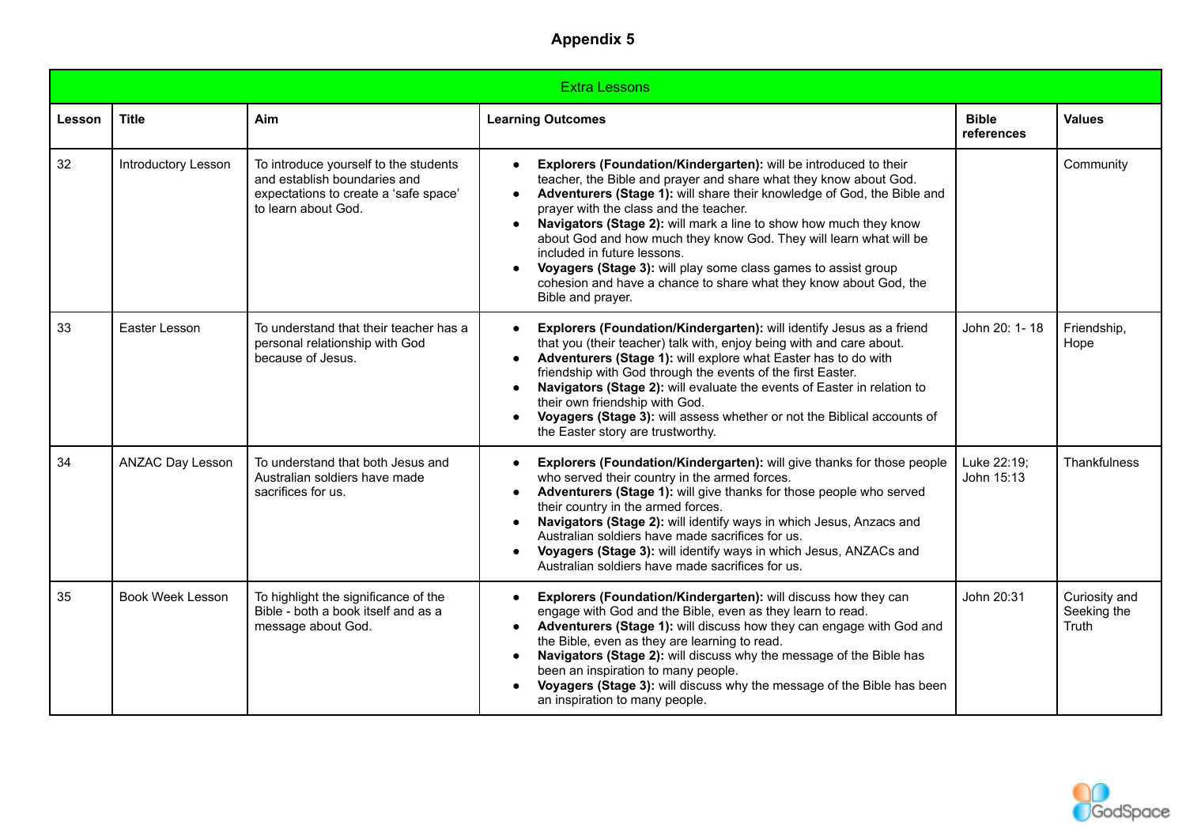# Appendix 5

| Extra Lessons | | | | | |
|---|---|---|---|---|---|
| **Lesson** | **Title** | **Aim** | **Learning Outcomes** | **Bible references** | **Values** |
| 32 | Introductory Lesson | To introduce yourself to the students and establish boundaries and expectations to create a 'safe space' to learn about God. | • **Explorers (Foundation/Kindergarten):** will be introduced to their teacher, the Bible and prayer and share what they know about God.<br>• **Adventurers (Stage 1):** will share their knowledge of God, the Bible and prayer with the class and the teacher.<br>• **Navigators (Stage 2):** will mark a line to show how much they know about God and how much they know God. They will learn what will be included in future lessons.<br>• **Voyagers (Stage 3):** will play some class games to assist group cohesion and have a chance to share what they know about God, the Bible and prayer. | | Community |
| 33 | Easter Lesson | To understand that their teacher has a personal relationship with God because of Jesus. | • **Explorers (Foundation/Kindergarten):** will identify Jesus as a friend that you (their teacher) talk with, enjoy being with and care about.<br>• **Adventurers (Stage 1):** will explore what Easter has to do with friendship with God through the events of the first Easter.<br>• **Navigators (Stage 2):** will evaluate the events of Easter in relation to their own friendship with God.<br>• **Voyagers (Stage 3):** will assess whether or not the Biblical accounts of the Easter story are trustworthy. | John 20: 1- 18 | Friendship, Hope |
| 34 | ANZAC Day Lesson | To understand that both Jesus and Australian soldiers have made sacrifices for us. | • **Explorers (Foundation/Kindergarten):** will give thanks for those people who served their country in the armed forces.<br>• **Adventurers (Stage 1):** will give thanks for those people who served their country in the armed forces.<br>• **Navigators (Stage 2):** will identify ways in which Jesus, Anzacs and Australian soldiers have made sacrifices for us.<br>• **Voyagers (Stage 3):** will identify ways in which Jesus, ANZACs and Australian soldiers have made sacrifices for us. | Luke 22:19; John 15:13 | Thankfulness |
| 35 | Book Week Lesson | To highlight the significance of the Bible - both a book itself and as a message about God. | • **Explorers (Foundation/Kindergarten):** will discuss how they can engage with God and the Bible, even as they learn to read.<br>• **Adventurers (Stage 1):** will discuss how they can engage with God and the Bible, even as they are learning to read.<br>• **Navigators (Stage 2):** will discuss why the message of the Bible has been an inspiration to many people.<br>• **Voyagers (Stage 3):** will discuss why the message of the Bible has been an inspiration to many people. | John 20:31 | Curiosity and Seeking the Truth |